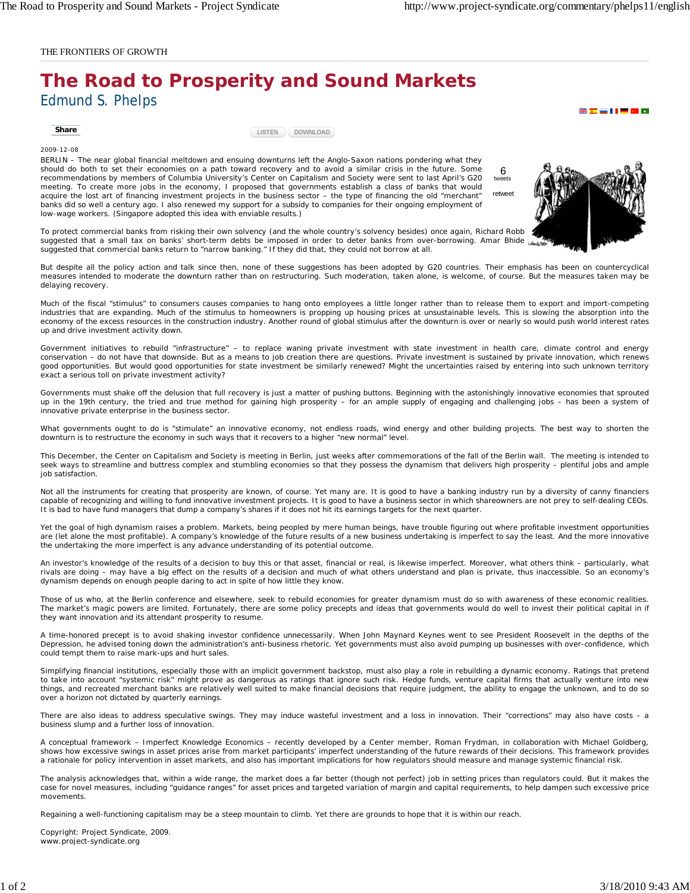THE FRONTIERS OF GROWTH

# The Road to Prosperity and Sound Markets

## Edmund S. Phelps

2009-12-08

BERLIN – The near global financial meltdown and ensuing downturns left the Anglo-Saxon nations pondering what they should do both to set their economies on a path toward recovery and to avoid a similar crisis in the future. Some recommendations by members of Columbia University's Center on Capitalism and Society were sent to last April's G20 meeting. To create more jobs in the economy, I proposed that governments establish a class of banks that would acquire the lost art of financing investment projects in the business sector – the type of financing the old "merchant" banks did so well a century ago. I also renewed my support for a subsidy to companies for their ongoing employment of low-wage workers. (Singapore adopted this idea with enviable results.)

To protect commercial banks from risking their own solvency (and the whole country's solvency besides) once again, Richard Robb suggested that a small tax on banks' short-term debts be imposed in order to deter banks from over-borrowing. Amar Bhide suggested that commercial banks return to "narrow banking." If they did that, they could not borrow at all.

But despite all the policy action and talk since then, none of these suggestions has been adopted by G20 countries. Their emphasis has been on countercyclical measures intended to moderate the downturn rather than on restructuring. Such moderation, taken alone, is welcome, of course. But the measures taken may be delaying recovery.

Much of the fiscal "stimulus" to consumers causes companies to hang onto employees a little longer rather than to release them to export and import-competing industries that are expanding. Much of the stimulus to homeowners is propping up housing prices at unsustainable levels. This is slowing the absorption into the economy of the excess resources in the construction industry. Another round of global stimulus after the downturn is over or nearly so would push world interest rates up and drive investment activity down.

Government initiatives to rebuild "infrastructure" – to replace waning private investment with state investment in health care, climate control and energy conservation – do not have that downside. But as a means to job creation there are questions. Private investment is sustained by private innovation, which renews good opportunities. But would good opportunities for state investment be similarly renewed? Might the uncertainties raised by entering into such unknown territory exact a serious toll on private investment activity?

Governments must shake off the delusion that full recovery is just a matter of pushing buttons. Beginning with the astonishingly innovative economies that sprouted up in the 19th century, the tried and true method for gaining high prosperity – for an ample supply of engaging and challenging jobs – has been a system of innovative private enterprise in the business sector.

What governments ought to do is "stimulate" an innovative economy, not endless roads, wind energy and other building projects. The best way to shorten the downturn is to restructure the economy in such ways that it recovers to a higher "new normal" level.

This December, the Center on Capitalism and Society is meeting in Berlin, just weeks after commemorations of the fall of the Berlin wall. The meeting is intended to seek ways to streamline and buttress complex and stumbling economies so that they possess the dynamism that delivers high prosperity – plentiful jobs and ample job satisfaction.

Not all the instruments for creating that prosperity are known, of course. Yet many are. It is good to have a banking industry run by a diversity of canny financiers capable of recognizing and willing to fund innovative investment projects. It is good to have a business sector in which shareowners are not prey to self-dealing CEOs. It is bad to have fund managers that dump a company's shares if it does not hit its earnings targets for the next quarter.

Yet the goal of high dynamism raises a problem. Markets, being peopled by mere human beings, have trouble figuring out where profitable investment opportunities are (let alone the most profitable). A company's knowledge of the future results of a new business undertaking is imperfect to say the least. And the more innovative the undertaking the more imperfect is any advance understanding of its potential outcome.

An investor's knowledge of the results of a decision to buy this or that asset, financial or real, is likewise imperfect. Moreover, what others think – particularly, what rivals are doing – may have a big effect on the results of a decision and much of what others understand and plan is private, thus inaccessible. So an economy's dynamism depends on enough people daring to act in spite of how little they know.

Those of us who, at the Berlin conference and elsewhere, seek to rebuild economies for greater dynamism must do so with awareness of these economic realities. The market's magic powers are limited. Fortunately, there are some policy precepts and ideas that governments would do well to invest their political capital in if they want innovation and its attendant prosperity to resume.

A time-honored precept is to avoid shaking investor confidence unnecessarily. When John Maynard Keynes went to see President Roosevelt in the depths of the Depression, he advised toning down the administration's anti-business rhetoric. Yet governments must also avoid pumping up businesses with over-confidence, which could tempt them to raise mark-ups and hurt sales.

Simplifying financial institutions, especially those with an implicit government backstop, must also play a role in rebuilding a dynamic economy. Ratings that pretend to take into account "systemic risk" might prove as dangerous as ratings that ignore such risk. Hedge funds, venture capital firms that actually venture into new things, and recreated merchant banks are relatively well suited to make financial decisions that require judgment, the ability to engage the unknown, and to do so over a horizon not dictated by quarterly earnings.

There are also ideas to address speculative swings. They may induce wasteful investment and a loss in innovation. Their "corrections" may also have costs – a business slump and a further loss of innovation.

A conceptual framework – Imperfect Knowledge Economics – recently developed by a Center member, Roman Frydman, in collaboration with Michael Goldberg, shows how excessive swings in asset prices arise from market participants' imperfect understanding of the future rewards of their decisions. This framework provides a rationale for policy intervention in asset markets, and also has important implications for how regulators should measure and manage systemic financial risk.

The analysis acknowledges that, within a wide range, the market does a far better (though not perfect) job in setting prices than regulators could. But it makes the case for novel measures, including "guidance ranges" for asset prices and targeted variation of margin and capital requirements, to help dampen such excessive price movements.

Regaining a well-functioning capitalism may be a steep mountain to climb. Yet there are grounds to hope that it is within our reach.

Copyright: Project Syndicate, 2009.
www.project-syndicate.org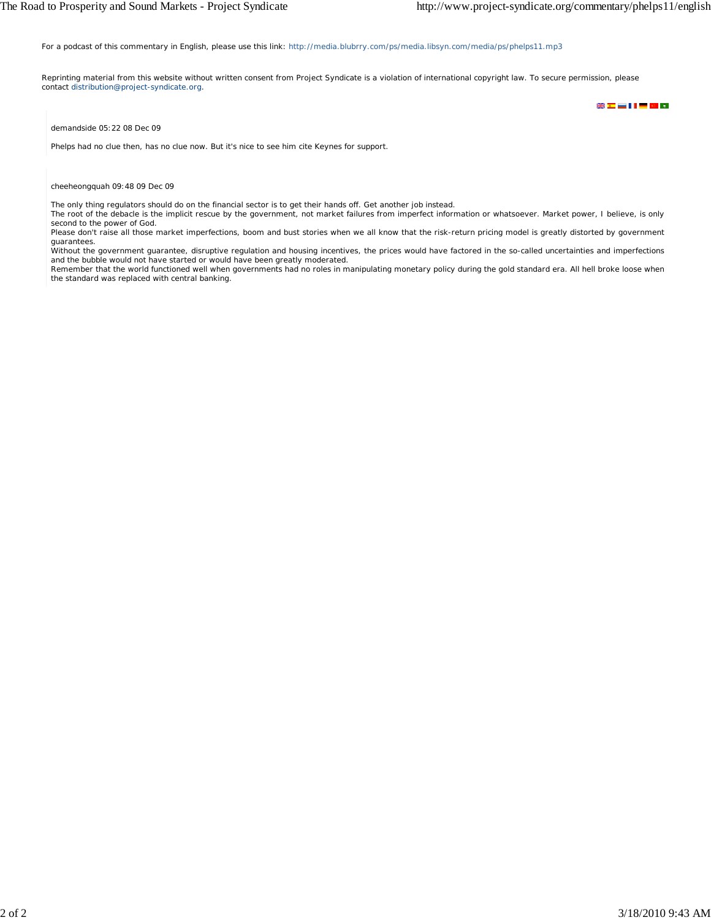For a podcast of this commentary in English, please use this link: http://media.blubrry.com/ps/media.libsyn.com/media/ps/phelps11.mp3

Reprinting material from this website without written consent from Project Syndicate is a violation of international copyright law. To secure permission, please contact distribution@project-syndicate.org.

demandside 05:22 08 Dec 09

Phelps had no clue then, has no clue now. But it's nice to see him cite Keynes for support.

cheeheongquah 09:48 09 Dec 09

The only thing regulators should do on the financial sector is to get their hands off. Get another job instead.
The root of the debacle is the implicit rescue by the government, not market failures from imperfect information or whatsoever. Market power, I believe, is only second to the power of God.
Please don't raise all those market imperfections, boom and bust stories when we all know that the risk-return pricing model is greatly distorted by government guarantees.
Without the government guarantee, disruptive regulation and housing incentives, the prices would have factored in the so-called uncertainties and imperfections and the bubble would not have started or would have been greatly moderated.
Remember that the world functioned well when governments had no roles in manipulating monetary policy during the gold standard era. All hell broke loose when the standard was replaced with central banking.